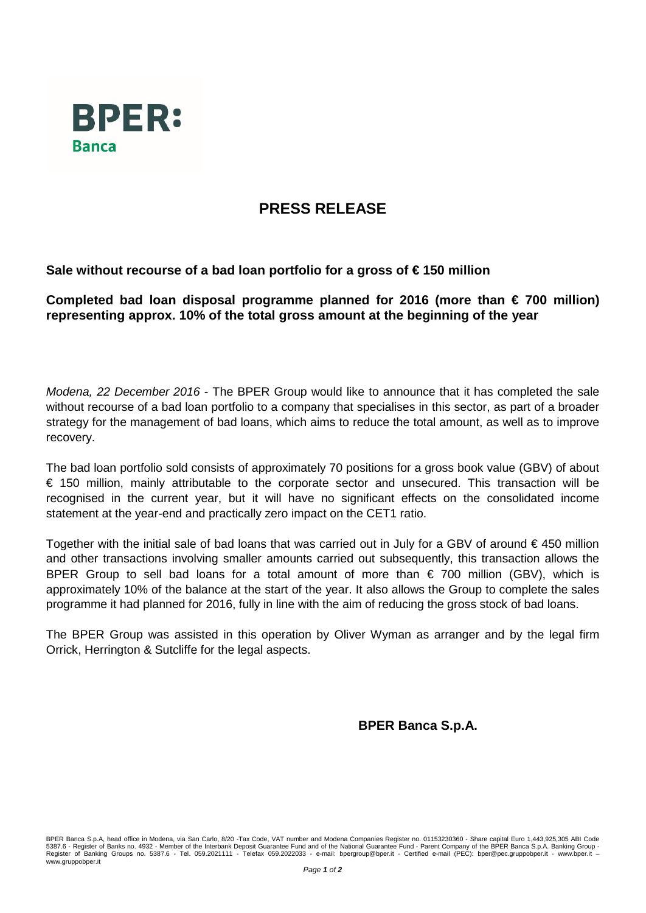**BPER:**
**Banca**

# PRESS RELEASE

**Sale without recourse of a bad loan portfolio for a gross of € 150 million**

**Completed bad loan disposal programme planned for 2016 (more than € 700 million) representing approx. 10% of the total gross amount at the beginning of the year**

*Modena, 22 December 2016* - The BPER Group would like to announce that it has completed the sale without recourse of a bad loan portfolio to a company that specialises in this sector, as part of a broader strategy for the management of bad loans, which aims to reduce the total amount, as well as to improve recovery.

The bad loan portfolio sold consists of approximately 70 positions for a gross book value (GBV) of about € 150 million, mainly attributable to the corporate sector and unsecured. This transaction will be recognised in the current year, but it will have no significant effects on the consolidated income statement at the year-end and practically zero impact on the CET1 ratio.

Together with the initial sale of bad loans that was carried out in July for a GBV of around € 450 million and other transactions involving smaller amounts carried out subsequently, this transaction allows the BPER Group to sell bad loans for a total amount of more than € 700 million (GBV), which is approximately 10% of the balance at the start of the year. It also allows the Group to complete the sales programme it had planned for 2016, fully in line with the aim of reducing the gross stock of bad loans.

The BPER Group was assisted in this operation by Oliver Wyman as arranger and by the legal firm Orrick, Herrington & Sutcliffe for the legal aspects.

**BPER Banca S.p.A.**

BPER Banca S.p.A, head office in Modena, via San Carlo, 8/20 -Tax Code, VAT number and Modena Companies Register no. 01153230360 - Share capital Euro 1,443,925,305 ABI Code 5387.6 - Register of Banks no. 4932 - Member of the Interbank Deposit Guarantee Fund and of the National Guarantee Fund - Parent Company of the BPER Banca S.p.A. Banking Group - Register of Banking Groups no. 5387.6 - Tel. 059.2021111 - Telefax 059.2022033 - e-mail: bpergroup@bper.it - Certified e-mail (PEC): bper@pec.gruppobper.it - www.bper.it – www.gruppobper.it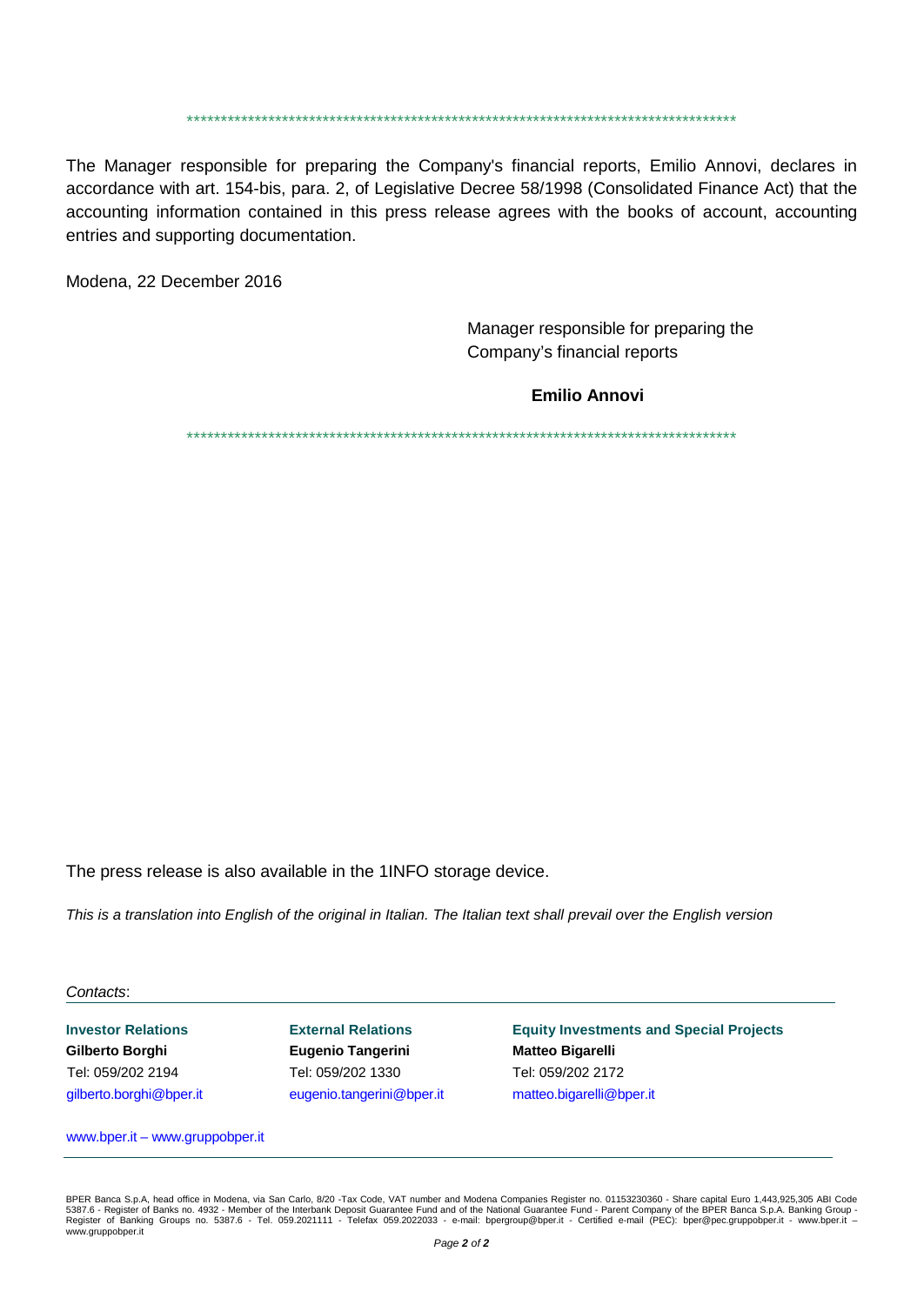\*\*\*\*\*\*\*\*\*\*\*\*\*\*\*\*\*\*\*\*\*\*\*\*\*\*\*\*\*\*\*\*\*\*\*\*\*\*\*\*\*\*\*\*\*\*\*\*\*\*\*\*\*\*\*\*\*\*\*\*\*\*\*\*\*\*\*\*\*\*\*\*\*\*\*\*\*\*\*\*\*

The Manager responsible for preparing the Company's financial reports, Emilio Annovi, declares in accordance with art. 154-bis, para. 2, of Legislative Decree 58/1998 (Consolidated Finance Act) that the accounting information contained in this press release agrees with the books of account, accounting entries and supporting documentation.

Modena, 22 December 2016

Manager responsible for preparing the Company's financial reports

**Emilio Annovi**

\*\*\*\*\*\*\*\*\*\*\*\*\*\*\*\*\*\*\*\*\*\*\*\*\*\*\*\*\*\*\*\*\*\*\*\*\*\*\*\*\*\*\*\*\*\*\*\*\*\*\*\*\*\*\*\*\*\*\*\*\*\*\*\*\*\*\*\*\*\*\*\*\*\*\*\*\*\*\*

The press release is also available in the 1INFO storage device.

*This is a translation into English of the original in Italian. The Italian text shall prevail over the English version*

*Contacts*:

**Investor Relations**
**Gilberto Borghi**
Tel: 059/202 2194
gilberto.borghi@bper.it

**External Relations**
**Eugenio Tangerini**
Tel: 059/202 1330
eugenio.tangerini@bper.it

**Equity Investments and Special Projects**
**Matteo Bigarelli**
Tel: 059/202 2172
matteo.bigarelli@bper.it

www.bper.it – www.gruppobper.it

BPER Banca S.p.A, head office in Modena, via San Carlo, 8/20 -Tax Code, VAT number and Modena Companies Register no. 01153230360 - Share capital Euro 1,443,925,305 ABI Code 5387.6 - Register of Banks no. 4932 - Member of the Interbank Deposit Guarantee Fund and of the National Guarantee Fund - Parent Company of the BPER Banca S.p.A. Banking Group - Register of Banking Groups no. 5387.6 - Tel. 059.2021111 - Telefax 059.2022033 - e-mail: bpergroup@bper.it - Certified e-mail (PEC): bper@pec.gruppobper.it - www.bper.it – www.gruppobper.it